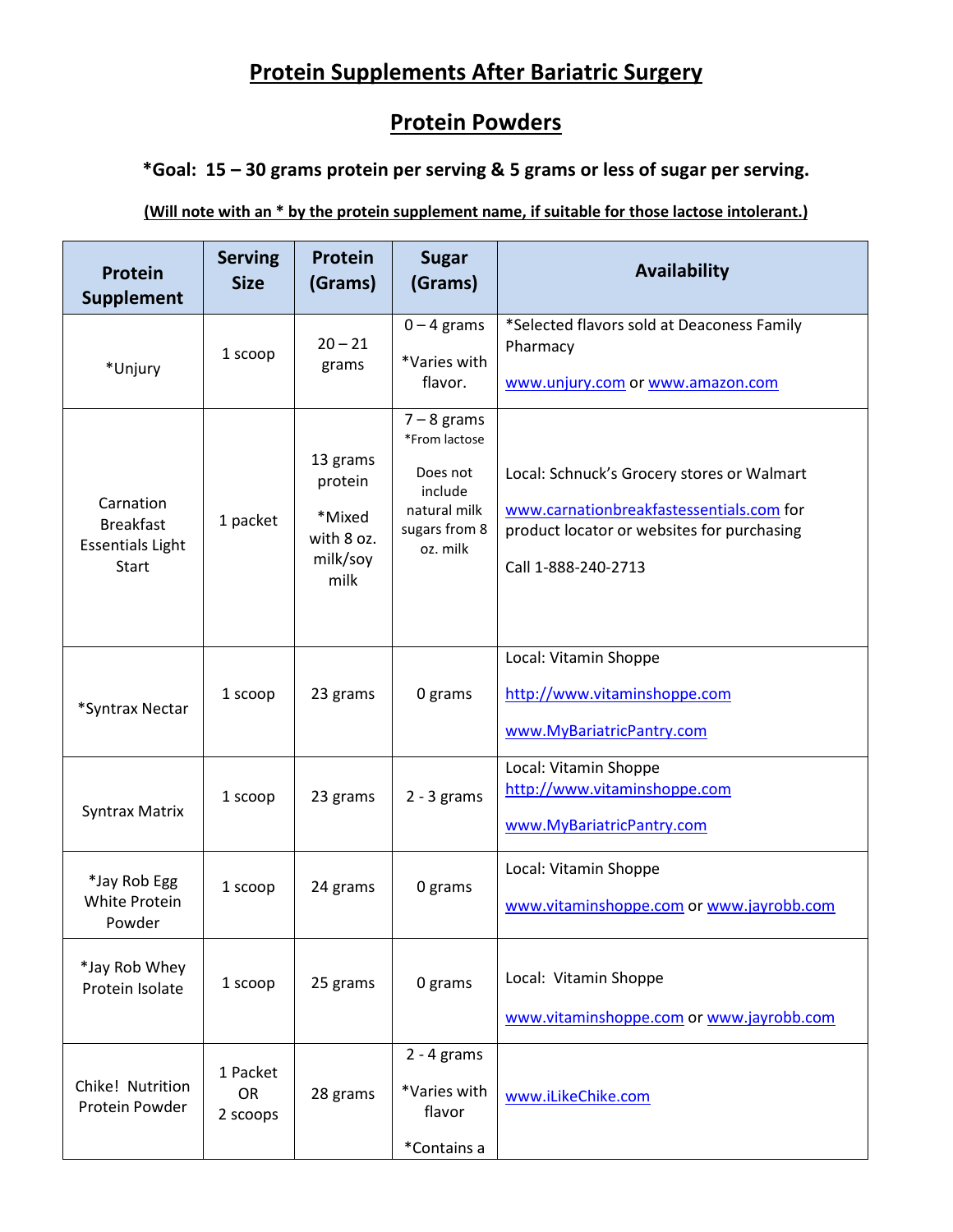# Protein Supplements After Bariatric Surgery

## Protein Powders

**\*Goal: 15 – 30 grams protein per serving & 5 grams or less of sugar per serving.**

**(Will note with an * by the protein supplement name, if suitable for those lactose intolerant.)**

| Protein Supplement | Serving Size | Protein (Grams) | Sugar (Grams) | Availability |
|---|---|---|---|---|
| *Unjury | 1 scoop | 20 – 21 grams | 0 – 4 grams *Varies with flavor. | *Selected flavors sold at Deaconess Family Pharmacy www.unjury.com or www.amazon.com |
| Carnation Breakfast Essentials Light Start | 1 packet | 13 grams protein *Mixed with 8 oz. milk/soy milk | 7 – 8 grams *From lactose Does not include natural milk sugars from 8 oz. milk | Local: Schnuck's Grocery stores or Walmart www.carnationbreakfastessentials.com for product locator or websites for purchasing Call 1-888-240-2713 |
| *Syntrax Nectar | 1 scoop | 23 grams | 0 grams | Local: Vitamin Shoppe http://www.vitaminshoppe.com www.MyBariatricPantry.com |
| Syntrax Matrix | 1 scoop | 23 grams | 2 - 3 grams | Local: Vitamin Shoppe http://www.vitaminshoppe.com www.MyBariatricPantry.com |
| *Jay Rob Egg White Protein Powder | 1 scoop | 24 grams | 0 grams | Local: Vitamin Shoppe www.vitaminshoppe.com or www.jayrobb.com |
| *Jay Rob Whey Protein Isolate | 1 scoop | 25 grams | 0 grams | Local: Vitamin Shoppe www.vitaminshoppe.com or www.jayrobb.com |
| Chike! Nutrition Protein Powder | 1 Packet OR 2 scoops | 28 grams | 2 - 4 grams *Varies with flavor *Contains a | www.iLikeChike.com |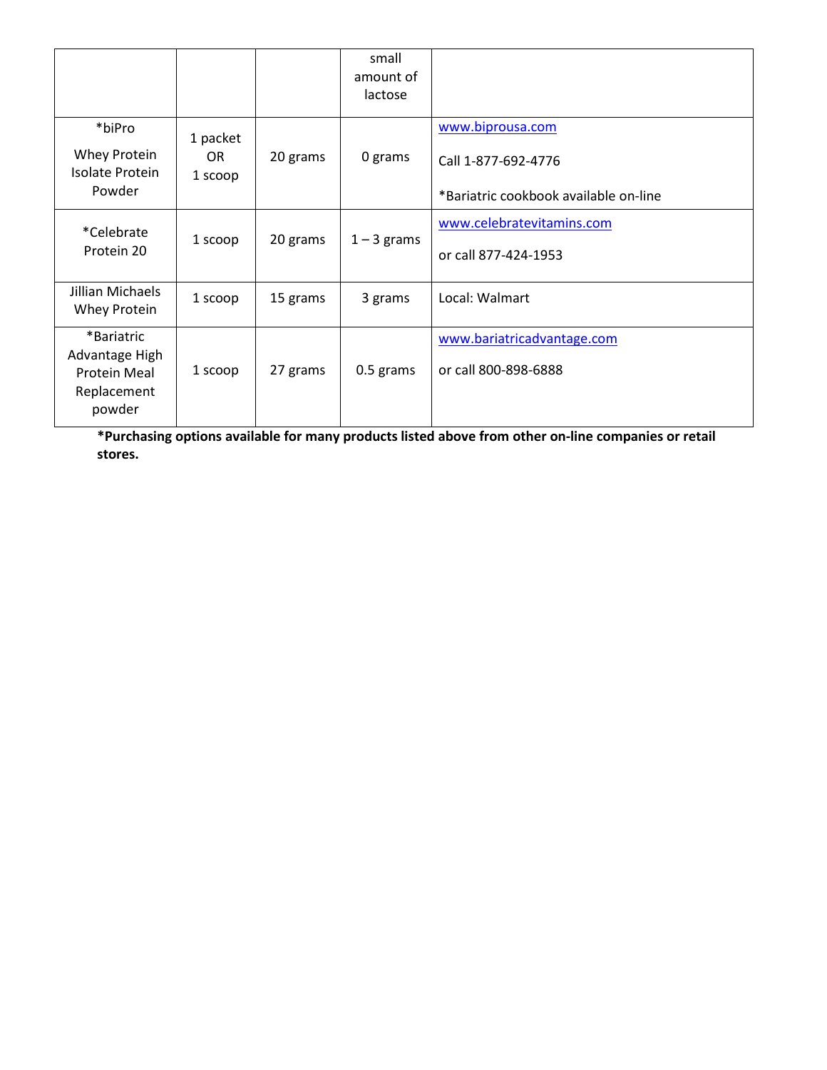| | | | | |
|---|---|---|---|---|
| | | | small amount of lactose | |
| *biPro<br><br>Whey Protein Isolate Protein Powder | 1 packet OR 1 scoop | 20 grams | 0 grams | www.biprousa.com<br><br>Call 1-877-692-4776<br><br>*Bariatric cookbook available on-line |
| *Celebrate Protein 20 | 1 scoop | 20 grams | 1 – 3 grams | www.celebratevitamins.com<br><br>or call 877-424-1953 |
| Jillian Michaels Whey Protein | 1 scoop | 15 grams | 3 grams | Local: Walmart |
| *Bariatric Advantage High Protein Meal Replacement powder | 1 scoop | 27 grams | 0.5 grams | www.bariatricadvantage.com<br><br>or call 800-898-6888 |

**\*Purchasing options available for many products listed above from other on-line companies or retail stores.**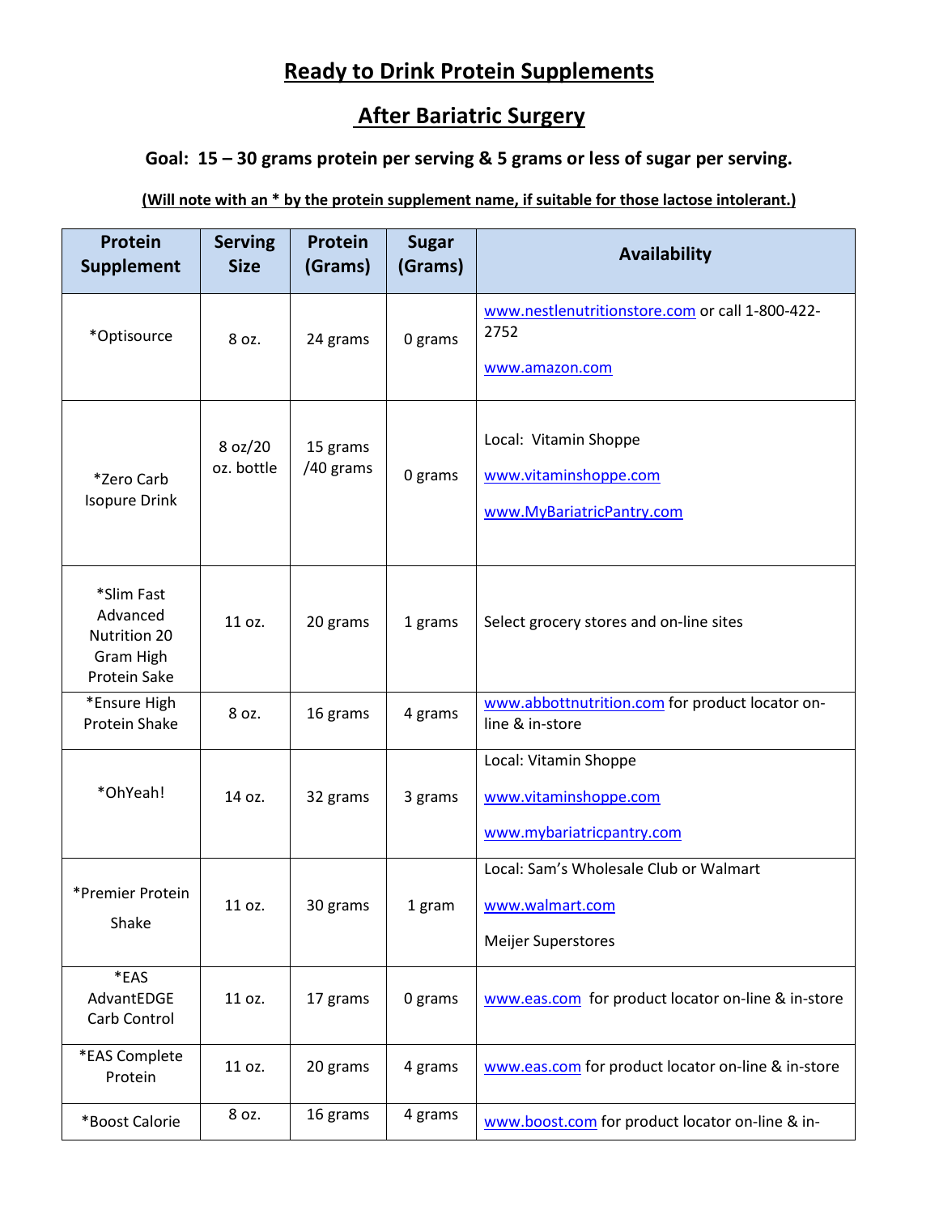# Ready to Drink Protein Supplements

# After Bariatric Surgery

**Goal: 15 – 30 grams protein per serving & 5 grams or less of sugar per serving.**

**(Will note with an * by the protein supplement name, if suitable for those lactose intolerant.)**

| Protein Supplement | Serving Size | Protein (Grams) | Sugar (Grams) | Availability |
|---|---|---|---|---|
| *Optisource | 8 oz. | 24 grams | 0 grams | www.nestlenutritionstore.com or call 1-800-422-2752<br><br>www.amazon.com |
| *Zero Carb Isopure Drink | 8 oz/20 oz. bottle | 15 grams /40 grams | 0 grams | Local: Vitamin Shoppe<br><br>www.vitaminshoppe.com<br><br>www.MyBariatricPantry.com |
| *Slim Fast Advanced Nutrition 20 Gram High Protein Sake | 11 oz. | 20 grams | 1 grams | Select grocery stores and on-line sites |
| *Ensure High Protein Shake | 8 oz. | 16 grams | 4 grams | www.abbottnutrition.com for product locator on-line & in-store |
| *OhYeah! | 14 oz. | 32 grams | 3 grams | Local: Vitamin Shoppe<br><br>www.vitaminshoppe.com<br><br>www.mybariatricpantry.com |
| *Premier Protein Shake | 11 oz. | 30 grams | 1 gram | Local: Sam's Wholesale Club or Walmart<br><br>www.walmart.com<br><br>Meijer Superstores |
| *EAS AdvantEDGE Carb Control | 11 oz. | 17 grams | 0 grams | www.eas.com for product locator on-line & in-store |
| *EAS Complete Protein | 11 oz. | 20 grams | 4 grams | www.eas.com for product locator on-line & in-store |
| *Boost Calorie | 8 oz. | 16 grams | 4 grams | www.boost.com for product locator on-line & in- |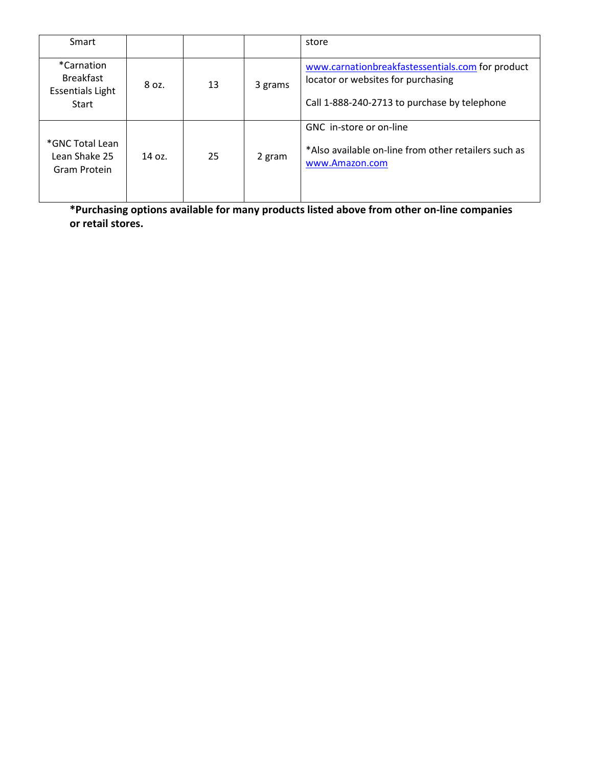| | | | | |
|---|---|---|---|---|
| Smart | | | | store |
| *Carnation Breakfast Essentials Light Start | 8 oz. | 13 | 3 grams | www.carnationbreakfastessentials.com for product locator or websites for purchasing<br><br>Call 1-888-240-2713 to purchase by telephone |
| *GNC Total Lean Lean Shake 25 Gram Protein | 14 oz. | 25 | 2 gram | GNC in-store or on-line<br><br>*Also available on-line from other retailers such as www.Amazon.com |

**\*Purchasing options available for many products listed above from other on-line companies or retail stores.**